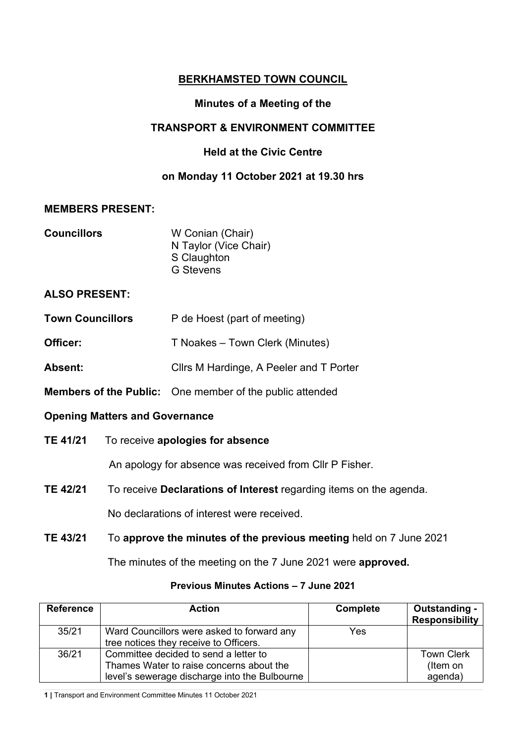# BERKHAMSTED TOWN COUNCIL

## Minutes of a Meeting of the

## TRANSPORT & ENVIRONMENT COMMITTEE

## Held at the Civic Centre

## on Monday 11 October 2021 at 19.30 hrs

**MEMBERS PRESENT:**

**Councillors** W Conian (Chair)
N Taylor (Vice Chair)
S Claughton
G Stevens

**ALSO PRESENT:**

**Town Councillors** P de Hoest (part of meeting)

**Officer:** T Noakes – Town Clerk (Minutes)

**Absent:** Cllrs M Hardinge, A Peeler and T Porter

**Members of the Public:** One member of the public attended

**Opening Matters and Governance**

**TE 41/21** To receive **apologies for absence**

An apology for absence was received from Cllr P Fisher.

**TE 42/21** To receive **Declarations of Interest** regarding items on the agenda.

No declarations of interest were received.

**TE 43/21** To **approve the minutes of the previous meeting** held on 7 June 2021

The minutes of the meeting on the 7 June 2021 were **approved.**

**Previous Minutes Actions – 7 June 2021**

| Reference | Action | Complete | Outstanding - Responsibility |
|---|---|---|---|
| 35/21 | Ward Councillors were asked to forward any tree notices they receive to Officers. | Yes | |
| 36/21 | Committee decided to send a letter to Thames Water to raise concerns about the level's sewerage discharge into the Bulbourne | | Town Clerk (Item on agenda) |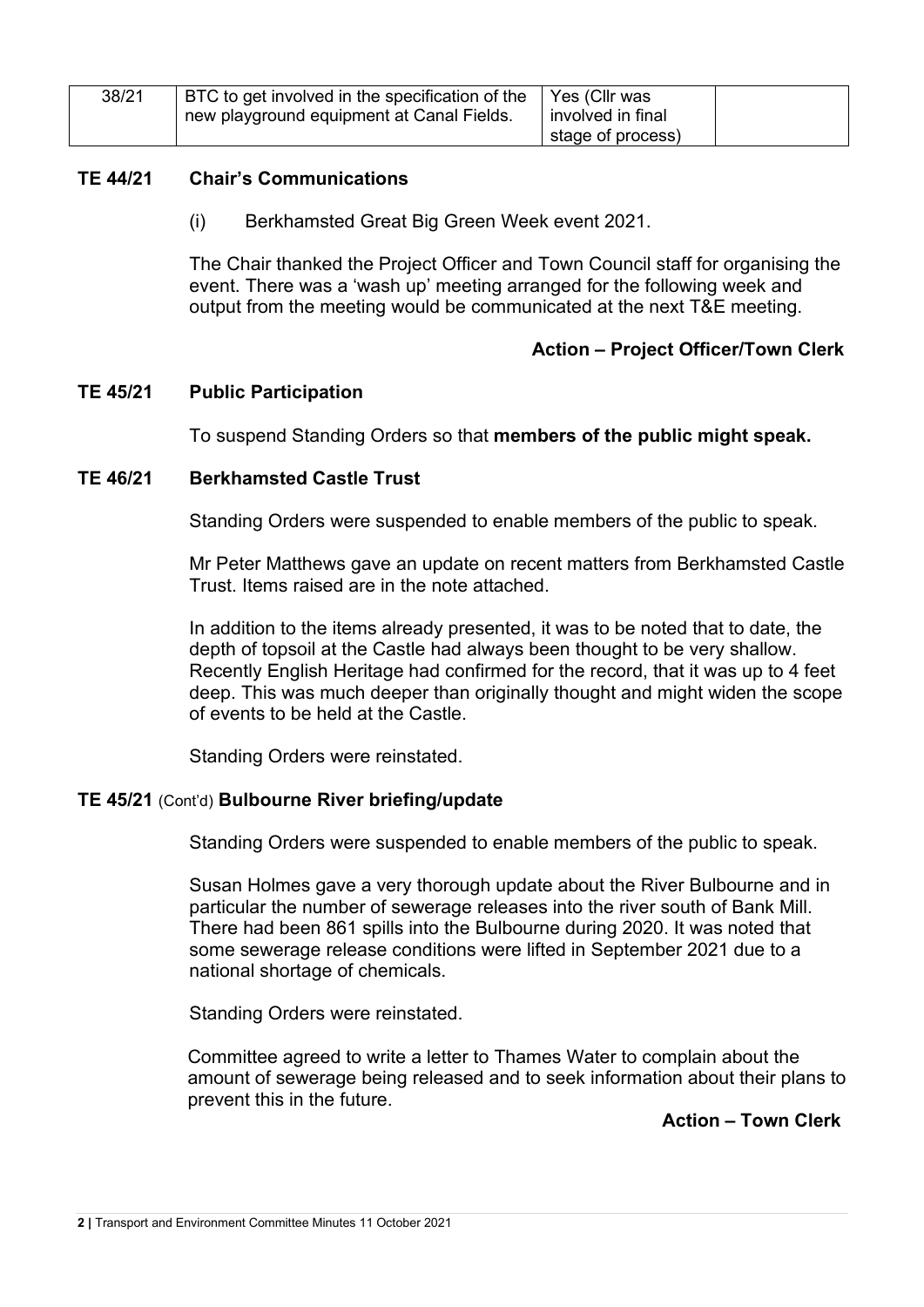| 38/21 | BTC to get involved in the specification of the new playground equipment at Canal Fields. | Yes (Cllr was involved in final stage of process) | |
|---|---|---|---|

**TE 44/21 Chair's Communications**

(i) Berkhamsted Great Big Green Week event 2021.

The Chair thanked the Project Officer and Town Council staff for organising the event. There was a 'wash up' meeting arranged for the following week and output from the meeting would be communicated at the next T&E meeting.

**Action – Project Officer/Town Clerk**

**TE 45/21 Public Participation**

To suspend Standing Orders so that **members of the public might speak.**

**TE 46/21 Berkhamsted Castle Trust**

Standing Orders were suspended to enable members of the public to speak.

Mr Peter Matthews gave an update on recent matters from Berkhamsted Castle Trust. Items raised are in the note attached.

In addition to the items already presented, it was to be noted that to date, the depth of topsoil at the Castle had always been thought to be very shallow. Recently English Heritage had confirmed for the record, that it was up to 4 feet deep. This was much deeper than originally thought and might widen the scope of events to be held at the Castle.

Standing Orders were reinstated.

**TE 45/21** (Cont'd) **Bulbourne River briefing/update**

Standing Orders were suspended to enable members of the public to speak.

Susan Holmes gave a very thorough update about the River Bulbourne and in particular the number of sewerage releases into the river south of Bank Mill. There had been 861 spills into the Bulbourne during 2020. It was noted that some sewerage release conditions were lifted in September 2021 due to a national shortage of chemicals.

Standing Orders were reinstated.

Committee agreed to write a letter to Thames Water to complain about the amount of sewerage being released and to seek information about their plans to prevent this in the future.

**Action – Town Clerk**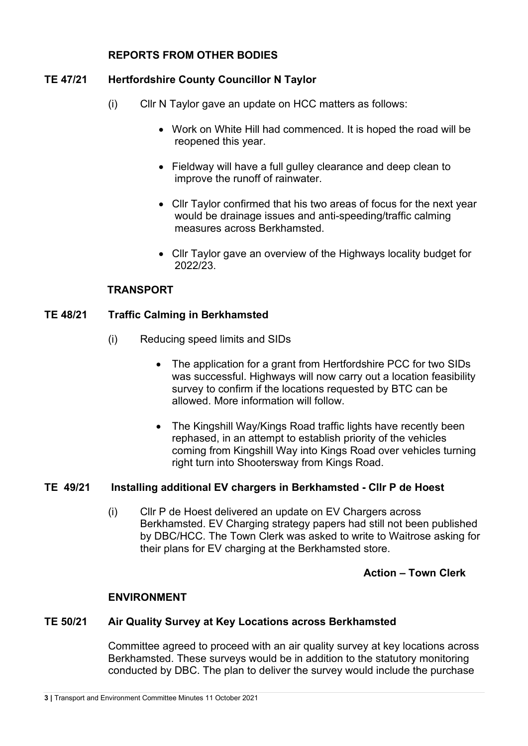## REPORTS FROM OTHER BODIES

### TE 47/21 Hertfordshire County Councillor N Taylor

(i) Cllr N Taylor gave an update on HCC matters as follows:

- Work on White Hill had commenced. It is hoped the road will be reopened this year.
- Fieldway will have a full gulley clearance and deep clean to improve the runoff of rainwater.
- Cllr Taylor confirmed that his two areas of focus for the next year would be drainage issues and anti-speeding/traffic calming measures across Berkhamsted.
- Cllr Taylor gave an overview of the Highways locality budget for 2022/23.

## TRANSPORT

### TE 48/21 Traffic Calming in Berkhamsted

(i) Reducing speed limits and SIDs

- The application for a grant from Hertfordshire PCC for two SIDs was successful. Highways will now carry out a location feasibility survey to confirm if the locations requested by BTC can be allowed. More information will follow.
- The Kingshill Way/Kings Road traffic lights have recently been rephased, in an attempt to establish priority of the vehicles coming from Kingshill Way into Kings Road over vehicles turning right turn into Shootersway from Kings Road.

### TE 49/21 Installing additional EV chargers in Berkhamsted - Cllr P de Hoest

(i) Cllr P de Hoest delivered an update on EV Chargers across Berkhamsted. EV Charging strategy papers had still not been published by DBC/HCC. The Town Clerk was asked to write to Waitrose asking for their plans for EV charging at the Berkhamsted store.

**Action – Town Clerk**

## ENVIRONMENT

### TE 50/21 Air Quality Survey at Key Locations across Berkhamsted

Committee agreed to proceed with an air quality survey at key locations across Berkhamsted. These surveys would be in addition to the statutory monitoring conducted by DBC. The plan to deliver the survey would include the purchase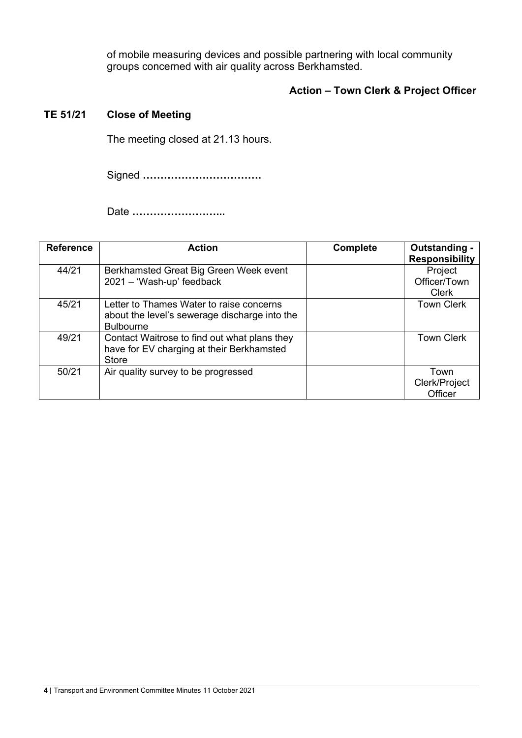of mobile measuring devices and possible partnering with local community groups concerned with air quality across Berkhamsted.

**Action – Town Clerk & Project Officer**

**TE 51/21 Close of Meeting**

The meeting closed at 21.13 hours.

Signed **…………………………….**

Date **……………………...**

| Reference | Action | Complete | Outstanding - Responsibility |
|---|---|---|---|
| 44/21 | Berkhamsted Great Big Green Week event 2021 – 'Wash-up' feedback | | Project Officer/Town Clerk |
| 45/21 | Letter to Thames Water to raise concerns about the level's sewerage discharge into the Bulbourne | | Town Clerk |
| 49/21 | Contact Waitrose to find out what plans they have for EV charging at their Berkhamsted Store | | Town Clerk |
| 50/21 | Air quality survey to be progressed | | Town Clerk/Project Officer |